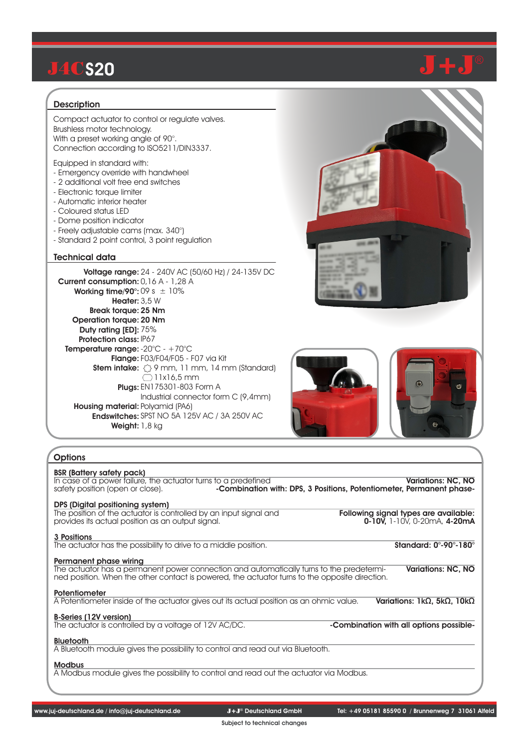// J4C S20

# J4C S20

## Description

Compact actuator to control or regulate valves.
Brushless motor technology.
With a preset working angle of 90°.
Connection according to ISO5211/DIN3337.

Equipped in standard with:
- Emergency override with handwheel
- 2 additional volt free end switches
- Electronic torque limiter
- Automatic interior heater
- Coloured status LED
- Dome position indicator
- Freely adjustable cams (max. 340°)
- Standard 2 point control, 3 point regulation

## Technical data

**Voltage range:** 24 - 240V AC (50/60 Hz) / 24-135V DC
**Current consumption:** 0,16 A - 1,28 A
**Working time/90°:** 09 s ± 10%
**Heater:** 3,5 W
**Break torque: 25 Nm**
**Operation torque: 20 Nm**
**Duty rating [ED]:** 75%
**Protection class:** IP67
**Temperature range:** -20°C - +70°C
**Flange:** F03/F04/F05 - F07 via Kit
**Stem intake:** ⬡ 9 mm, 11 mm, 14 mm (Standard)
▭ 11x16,5 mm
**Plugs:** EN175301-803 Form A
Industrial connector form C (9,4mm)
**Housing material:** Polyamid (PA6)
**Endswitches:** SPST NO 5A 125V AC / 3A 250V AC
**Weight:** 1,8 kg

## Options

**BSR (Battery safety pack)**
In case of a power failure, the actuator turns to a predefined safety position (open or close).
**Variations: NC, NO**
**-Combination with: DPS, 3 Positions, Potentiometer, Permanent phase-**

**DPS (Digital positioning system)**
The position of the actuator is controlled by an input signal and provides its actual position as an output signal.
**Following signal types are available:**
**0-10V,** 1-10V, 0-20mA, **4-20mA**

**3 Positions**
The actuator has the possibility to drive to a middle position.
**Standard: 0°-90°-180°**

**Permanent phase wiring**
The actuator has a permanent power connection and automatically turns to the predetermined position. When the other contact is powered, the actuator turns to the opposite direction.
**Variations: NC, NO**

**Potentiometer**
A Potentiometer inside of the actuator gives out its actual position as an ohmic value.
**Variations: 1kΩ, 5kΩ, 10kΩ**

**B-Series (12V version)**
The actuator is controlled by a voltage of 12V AC/DC.
**-Combination with all options possible-**

**Bluetooth**
A Bluetooth module gives the possibility to control and read out via Bluetooth.

**Modbus**
A Modbus module gives the possibility to control and read out the actuator via Modbus.

www.juj-deutschland.de / info@juj-deutschland.de | J+J® Deutschland GmbH | Tel: +49 05181 85590 0 / Brunnenweg 7 31061 Alfeld

Subject to technical changes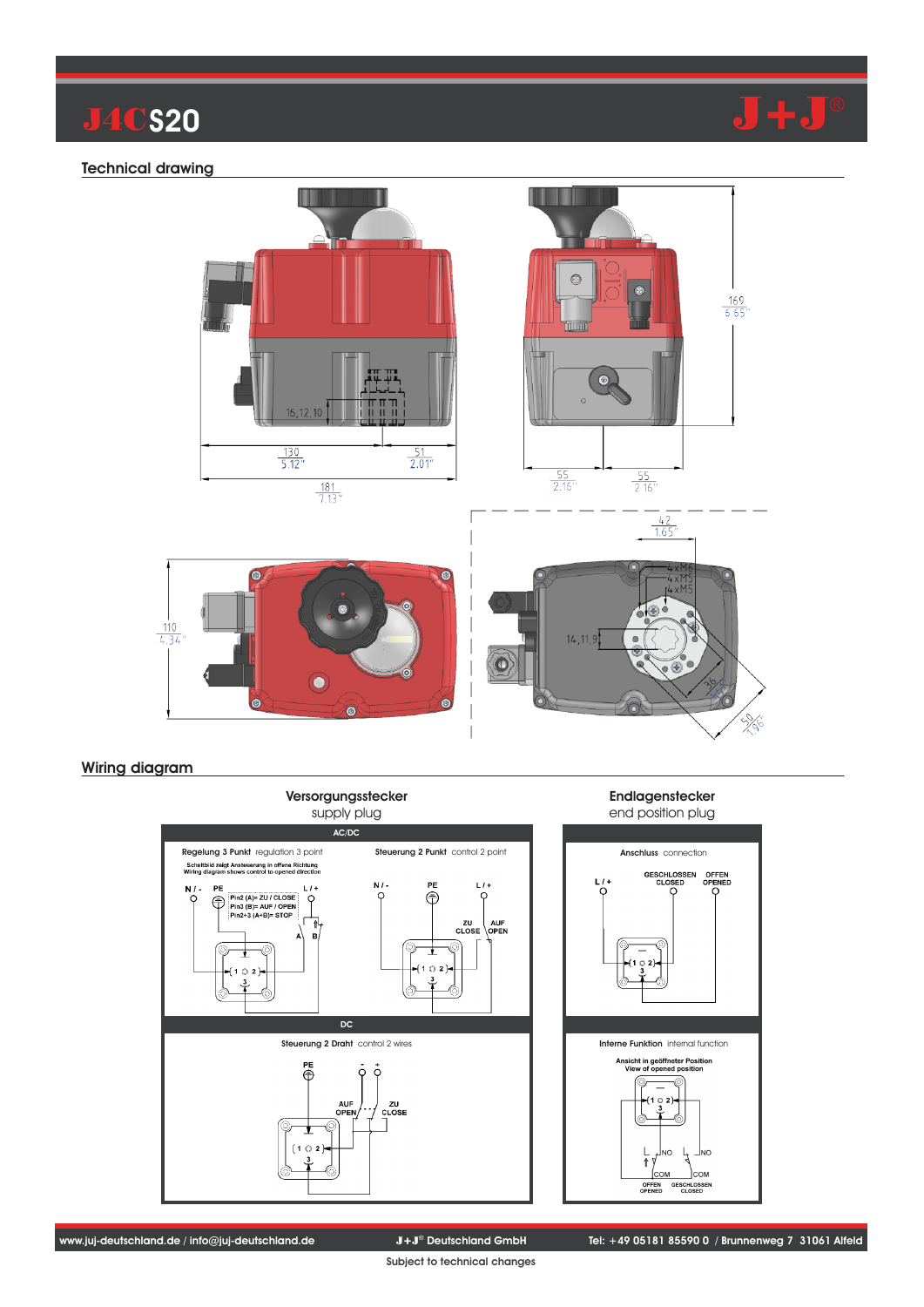# J4C S20

## Technical drawing

16,12,10

130
5.12"

51
2.01"

181
7.13"

169
6.65"

55
2.16"

55
2.16"

42
1.65"

4xM6
4xM5
4xM5

110
4.34"

14,11,9

36
1.42"

50
1.96"

## Wiring diagram

**Versorgungsstecker**
supply plug

AC/DC

**Regelung 3 Punkt** regulation 3 point

Schaltbild zeigt Ansteuerung in offene Richtung
Wiring diagram shows control to opened direction

N / - PE L / +

Pin2 (A)= ZU / CLOSE
Pin3 (B)= AUF / OPEN
Pin2+3 (A+B)= STOP

A B

**Steuerung 2 Punkt** control 2 point

N / - PE L / +

ZU CLOSE
AUF OPEN

DC

**Steuerung 2 Draht** control 2 wires

PE - +

AUF OPEN
ZU CLOSE

**Endlagenstecker**
end position plug

**Anschluss** connection

L / +
GESCHLOSSEN CLOSED
OFFEN OPENED

**Interne Funktion** internal function

Ansicht in geöffneter Position
View of opened position

NO NO
COM COM
OFFEN OPENED
GESCHLOSSEN CLOSED

www.juj-deutschland.de / info@juj-deutschland.de J+J® Deutschland GmbH Tel: +49 05181 85590 0 / Brunnenweg 7 31061 Alfeld

Subject to technical changes